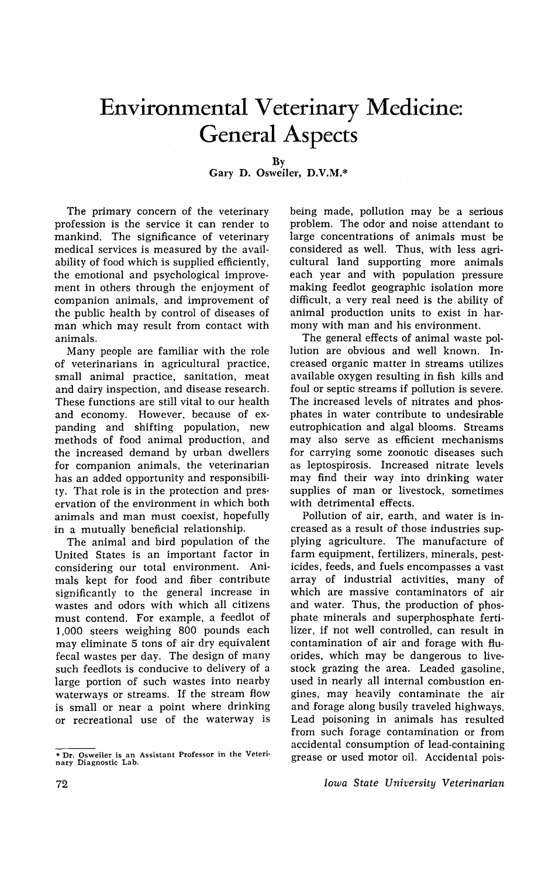# Environmental Veterinary Medicine: General Aspects

By
Gary D. Osweiler, D.V.M.*

The primary concern of the veterinary profession is the service it can render to mankind. The significance of veterinary medical services is measured by the availability of food which is supplied efficiently, the emotional and psychological improvement in others through the enjoyment of companion animals, and improvement of the public health by control of diseases of man which may result from contact with animals.

Many people are familiar with the role of veterinarians in agricultural practice, small animal practice, sanitation, meat and dairy inspection, and disease research. These functions are still vital to our health and economy. However, because of expanding and shifting population, new methods of food animal production, and the increased demand by urban dwellers for companion animals, the veterinarian has an added opportunity and responsibility. That role is in the protection and preservation of the environment in which both animals and man must coexist, hopefully in a mutually beneficial relationship.

The animal and bird population of the United States is an important factor in considering our total environment. Animals kept for food and fiber contribute significantly to the general increase in wastes and odors with which all citizens must contend. For example, a feedlot of 1,000 steers weighing 800 pounds each may eliminate 5 tons of air dry equivalent fecal wastes per day. The design of many such feedlots is conducive to delivery of a large portion of such wastes into nearby waterways or streams. If the stream flow is small or near a point where drinking or recreational use of the waterway is being made, pollution may be a serious problem. The odor and noise attendant to large concentrations of animals must be considered as well. Thus, with less agricultural land supporting more animals each year and with population pressure making feedlot geographic isolation more difficult, a very real need is the ability of animal production units to exist in harmony with man and his environment.

The general effects of animal waste pollution are obvious and well known. Increased organic matter in streams utilizes available oxygen resulting in fish kills and foul or septic streams if pollution is severe. The increased levels of nitrates and phosphates in water contribute to undesirable eutrophication and algal blooms. Streams may also serve as efficient mechanisms for carrying some zoonotic diseases such as leptospirosis. Increased nitrate levels may find their way into drinking water supplies of man or livestock, sometimes with detrimental effects.

Pollution of air, earth, and water is increased as a result of those industries supplying agriculture. The manufacture of farm equipment, fertilizers, minerals, pesticides, feeds, and fuels encompasses a vast array of industrial activities, many of which are massive contaminators of air and water. Thus, the production of phosphate minerals and superphosphate fertilizer, if not well controlled, can result in contamination of air and forage with fluorides, which may be dangerous to livestock grazing the area. Leaded gasoline, used in nearly all internal combustion engines, may heavily contaminate the air and forage along busily traveled highways. Lead poisoning in animals has resulted from such forage contamination or from accidental consumption of lead-containing grease or used motor oil. Accidental pois-

* Dr. Osweiler is an Assistant Professor in the Veterinary Diagnostic Lab.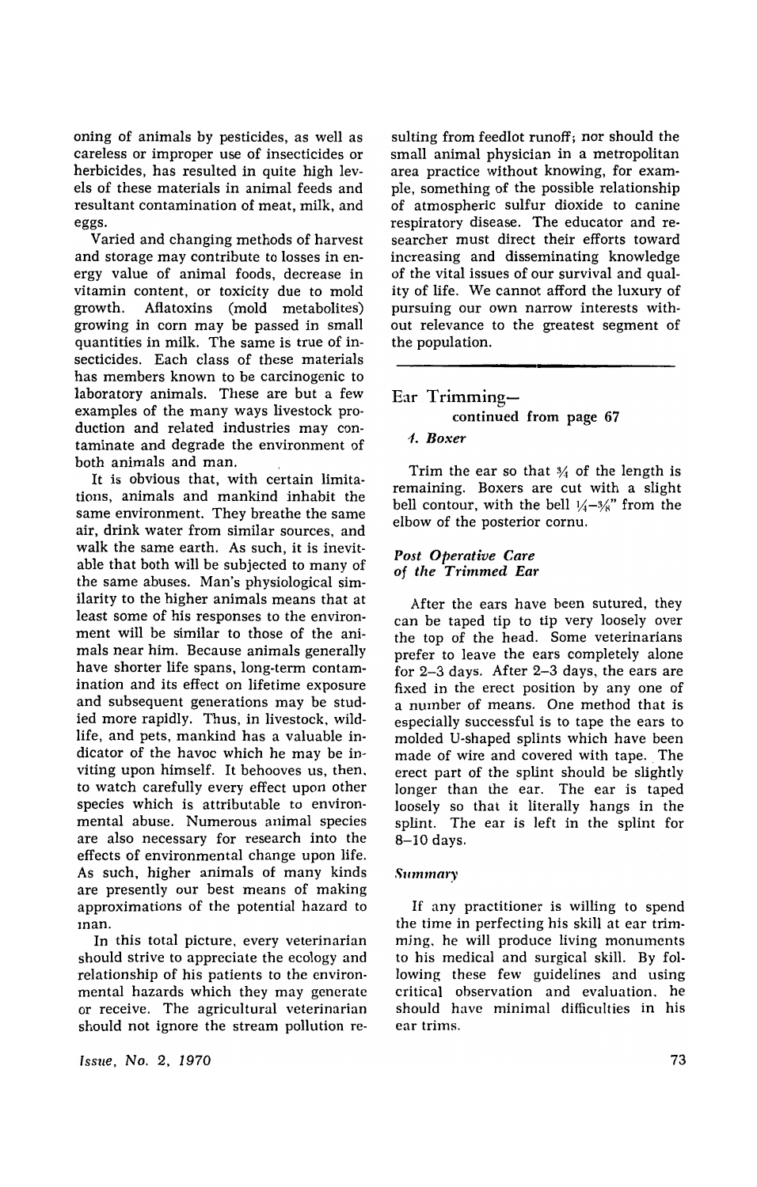oning of animals by pesticides, as well as careless or improper use of insecticides or herbicides, has resulted in quite high levels of these materials in animal feeds and resultant contamination of meat, milk, and eggs.

Varied and changing methods of harvest and storage may contribute to losses in energy value of animal foods, decrease in vitamin content, or toxicity due to mold growth. Aflatoxins (mold metabolites) growing in corn may be passed in small quantities in milk. The same is true of insecticides. Each class of these materials has members known to be carcinogenic to laboratory animals. These are but a few examples of the many ways livestock production and related industries may contaminate and degrade the environment of both animals and man.

It is obvious that, with certain limitations, animals and mankind inhabit the same environment. They breathe the same air, drink water from similar sources, and walk the same earth. As such, it is inevitable that both will be subjected to many of the same abuses. Man's physiological similarity to the higher animals means that at least some of his responses to the environment will be similar to those of the animals near him. Because animals generally have shorter life spans, long-term contamination and its effect on lifetime exposure and subsequent generations may be studied more rapidly. Thus, in livestock, wildlife, and pets, mankind has a valuable indicator of the havoc which he may be inviting upon himself. It behooves us, then, to watch carefully every effect upon other species which is attributable to environmental abuse. Numerous animal species are also necessary for research into the effects of environmental change upon life. As such, higher animals of many kinds are presently our best means of making approximations of the potential hazard to man.

In this total picture, every veterinarian should strive to appreciate the ecology and relationship of his patients to the environmental hazards which they may generate or receive. The agricultural veterinarian should not ignore the stream pollution resulting from feedlot runoff; nor should the small animal physician in a metropolitan area practice without knowing, for example, something of the possible relationship of atmospheric sulfur dioxide to canine respiratory disease. The educator and researcher must direct their efforts toward increasing and disseminating knowledge of the vital issues of our survival and quality of life. We cannot afford the luxury of pursuing our own narrow interests without relevance to the greatest segment of the population.

---

## Ear Trimming—

### continued from page 67

*4. Boxer*

Trim the ear so that ¾ of the length is remaining. Boxers are cut with a slight bell contour, with the bell ¼–⅜" from the elbow of the posterior cornu.

### *Post Operative Care of the Trimmed Ear*

After the ears have been sutured, they can be taped tip to tip very loosely over the top of the head. Some veterinarians prefer to leave the ears completely alone for 2–3 days. After 2–3 days, the ears are fixed in the erect position by any one of a number of means. One method that is especially successful is to tape the ears to molded U-shaped splints which have been made of wire and covered with tape. The erect part of the splint should be slightly longer than the ear. The ear is taped loosely so that it literally hangs in the splint. The ear is left in the splint for 8–10 days.

### *Summary*

If any practitioner is willing to spend the time in perfecting his skill at ear trimming, he will produce living monuments to his medical and surgical skill. By following these few guidelines and using critical observation and evaluation, he should have minimal difficulties in his ear trims.